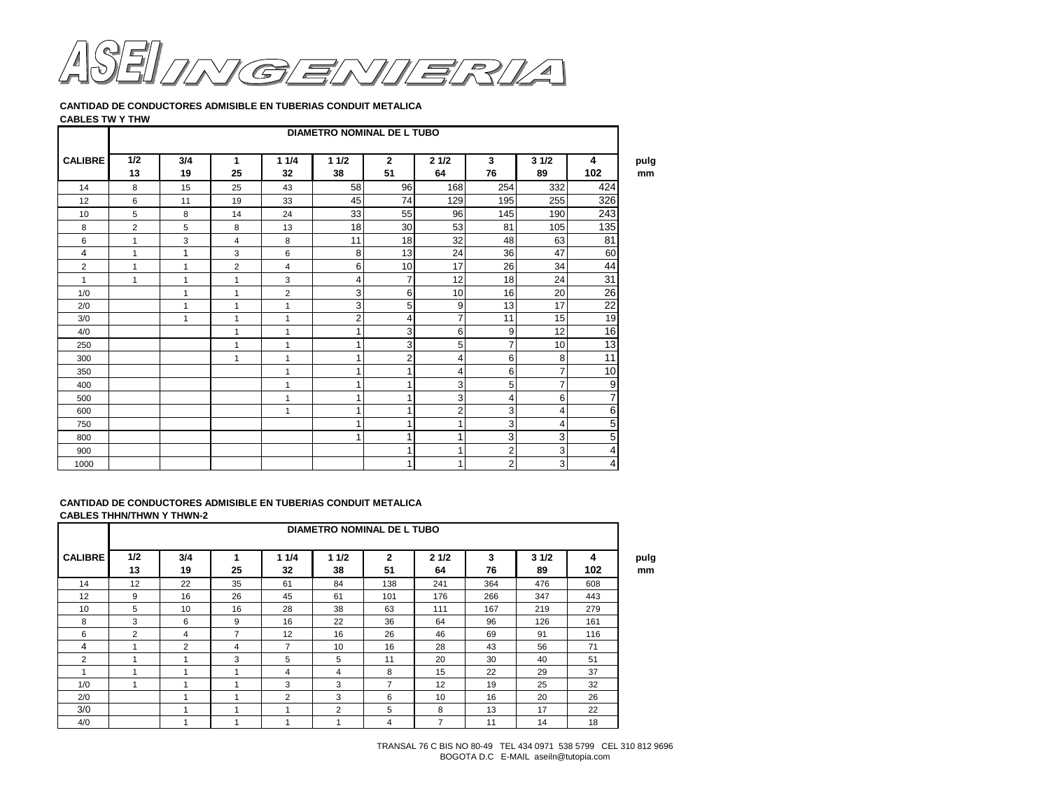# ASEI INGENIERIA

**CANTIDAD DE CONDUCTORES ADMISIBLE EN TUBERIAS CONDUIT METALICA**

**CABLES TW Y THW**

| CALIBRE | DIAMETRO NOMINAL DE L TUBO | | | | | | | | | | |
|---|---|---|---|---|---|---|---|---|---|---|---|
| | 1/2 | 3/4 | 1 | 1 1/4 | 1 1/2 | 2 | 2 1/2 | 3 | 3 1/2 | 4 | pulg |
| | 13 | 19 | 25 | 32 | 38 | 51 | 64 | 76 | 89 | 102 | mm |
| 14 | 8 | 15 | 25 | 43 | 58 | 96 | 168 | 254 | 332 | 424 | |
| 12 | 6 | 11 | 19 | 33 | 45 | 74 | 129 | 195 | 255 | 326 | |
| 10 | 5 | 8 | 14 | 24 | 33 | 55 | 96 | 145 | 190 | 243 | |
| 8 | 2 | 5 | 8 | 13 | 18 | 30 | 53 | 81 | 105 | 135 | |
| 6 | 1 | 3 | 4 | 8 | 11 | 18 | 32 | 48 | 63 | 81 | |
| 4 | 1 | 1 | 3 | 6 | 8 | 13 | 24 | 36 | 47 | 60 | |
| 2 | 1 | 1 | 2 | 4 | 6 | 10 | 17 | 26 | 34 | 44 | |
| 1 | 1 | 1 | 1 | 3 | 4 | 7 | 12 | 18 | 24 | 31 | |
| 1/0 | | 1 | 1 | 2 | 3 | 6 | 10 | 16 | 20 | 26 | |
| 2/0 | | 1 | 1 | 1 | 3 | 5 | 9 | 13 | 17 | 22 | |
| 3/0 | | 1 | 1 | 1 | 2 | 4 | 7 | 11 | 15 | 19 | |
| 4/0 | | | 1 | 1 | 1 | 3 | 6 | 9 | 12 | 16 | |
| 250 | | | 1 | 1 | 1 | 3 | 5 | 7 | 10 | 13 | |
| 300 | | | 1 | 1 | 1 | 2 | 4 | 6 | 8 | 11 | |
| 350 | | | | 1 | 1 | 1 | 4 | 6 | 7 | 10 | |
| 400 | | | | 1 | 1 | 1 | 3 | 5 | 7 | 9 | |
| 500 | | | | 1 | 1 | 1 | 3 | 4 | 6 | 7 | |
| 600 | | | | 1 | 1 | 1 | 2 | 3 | 4 | 6 | |
| 750 | | | | | 1 | 1 | 1 | 3 | 4 | 5 | |
| 800 | | | | | 1 | 1 | 1 | 3 | 3 | 5 | |
| 900 | | | | | | 1 | 1 | 2 | 3 | 4 | |
| 1000 | | | | | | 1 | 1 | 2 | 3 | 4 | |

**CANTIDAD DE CONDUCTORES ADMISIBLE EN TUBERIAS CONDUIT METALICA**

**CABLES THHN/THWN Y THWN-2**

| CALIBRE | DIAMETRO NOMINAL DE L TUBO | | | | | | | | | | |
|---|---|---|---|---|---|---|---|---|---|---|---|
| | 1/2 | 3/4 | 1 | 1 1/4 | 1 1/2 | 2 | 2 1/2 | 3 | 3 1/2 | 4 | pulg |
| | 13 | 19 | 25 | 32 | 38 | 51 | 64 | 76 | 89 | 102 | mm |
| 14 | 12 | 22 | 35 | 61 | 84 | 138 | 241 | 364 | 476 | 608 | |
| 12 | 9 | 16 | 26 | 45 | 61 | 101 | 176 | 266 | 347 | 443 | |
| 10 | 5 | 10 | 16 | 28 | 38 | 63 | 111 | 167 | 219 | 279 | |
| 8 | 3 | 6 | 9 | 16 | 22 | 36 | 64 | 96 | 126 | 161 | |
| 6 | 2 | 4 | 7 | 12 | 16 | 26 | 46 | 69 | 91 | 116 | |
| 4 | 1 | 2 | 4 | 7 | 10 | 16 | 28 | 43 | 56 | 71 | |
| 2 | 1 | 1 | 3 | 5 | 5 | 11 | 20 | 30 | 40 | 51 | |
| 1 | 1 | 1 | 1 | 4 | 4 | 8 | 15 | 22 | 29 | 37 | |
| 1/0 | 1 | 1 | 1 | 3 | 3 | 7 | 12 | 19 | 25 | 32 | |
| 2/0 | | 1 | 1 | 2 | 3 | 6 | 10 | 16 | 20 | 26 | |
| 3/0 | | 1 | 1 | 1 | 2 | 5 | 8 | 13 | 17 | 22 | |
| 4/0 | | 1 | 1 | 1 | 1 | 4 | 7 | 11 | 14 | 18 | |

TRANSAL 76 C BIS NO 80-49 TEL 434 0971 538 5799 CEL 310 812 9696
BOGOTA D.C E-MAIL aseiln@tutopia.com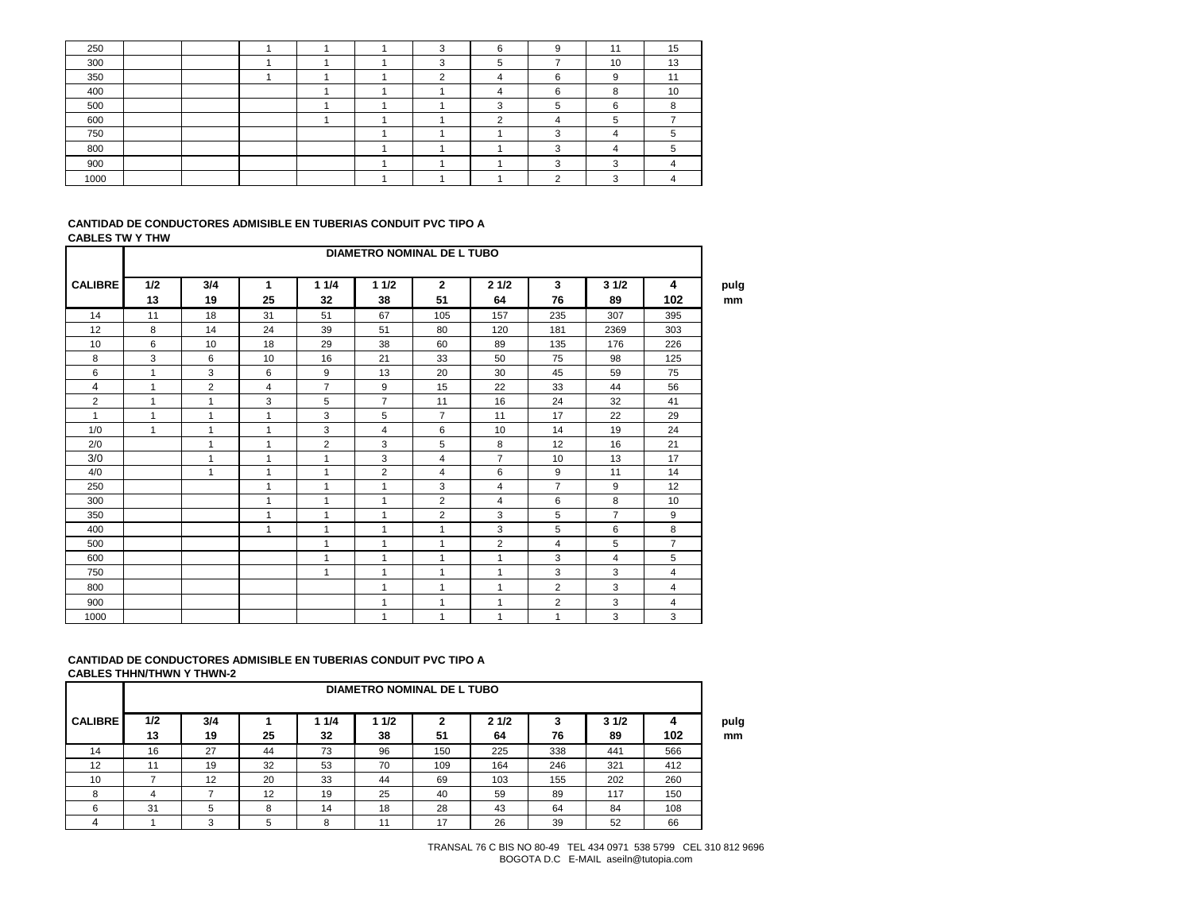| | | | | | | | | | | |
|---|---|---|---|---|---|---|---|---|---|---|
| 250 | | | 1 | 1 | 1 | 3 | 6 | 9 | 11 | 15 |
| 300 | | | 1 | 1 | 1 | 3 | 5 | 7 | 10 | 13 |
| 350 | | | 1 | 1 | 1 | 2 | 4 | 6 | 9 | 11 |
| 400 | | | | 1 | 1 | 1 | 4 | 6 | 8 | 10 |
| 500 | | | | 1 | 1 | 1 | 3 | 5 | 6 | 8 |
| 600 | | | | 1 | 1 | 1 | 2 | 4 | 5 | 7 |
| 750 | | | | | 1 | 1 | 1 | 3 | 4 | 5 |
| 800 | | | | | 1 | 1 | 1 | 3 | 4 | 5 |
| 900 | | | | | 1 | 1 | 1 | 3 | 3 | 4 |
| 1000 | | | | | 1 | 1 | 1 | 2 | 3 | 4 |

**CANTIDAD DE CONDUCTORES ADMISIBLE EN TUBERIAS CONDUIT PVC TIPO A**
**CABLES TW Y THW**

| | DIAMETRO NOMINAL DE L TUBO | | | | | | | | | | |
|---|---|---|---|---|---|---|---|---|---|---|---|
| **CALIBRE** | **1/2** | **3/4** | **1** | **1 1/4** | **1 1/2** | **2** | **2 1/2** | **3** | **3 1/2** | **4** | **pulg** |
| | **13** | **19** | **25** | **32** | **38** | **51** | **64** | **76** | **89** | **102** | **mm** |
| 14 | 11 | 18 | 31 | 51 | 67 | 105 | 157 | 235 | 307 | 395 | |
| 12 | 8 | 14 | 24 | 39 | 51 | 80 | 120 | 181 | 2369 | 303 | |
| 10 | 6 | 10 | 18 | 29 | 38 | 60 | 89 | 135 | 176 | 226 | |
| 8 | 3 | 6 | 10 | 16 | 21 | 33 | 50 | 75 | 98 | 125 | |
| 6 | 1 | 3 | 6 | 9 | 13 | 20 | 30 | 45 | 59 | 75 | |
| 4 | 1 | 2 | 4 | 7 | 9 | 15 | 22 | 33 | 44 | 56 | |
| 2 | 1 | 1 | 3 | 5 | 7 | 11 | 16 | 24 | 32 | 41 | |
| 1 | 1 | 1 | 1 | 3 | 5 | 7 | 11 | 17 | 22 | 29 | |
| 1/0 | 1 | 1 | 1 | 3 | 4 | 6 | 10 | 14 | 19 | 24 | |
| 2/0 | | 1 | 1 | 2 | 3 | 5 | 8 | 12 | 16 | 21 | |
| 3/0 | | 1 | 1 | 1 | 3 | 4 | 7 | 10 | 13 | 17 | |
| 4/0 | | 1 | 1 | 1 | 2 | 4 | 6 | 9 | 11 | 14 | |
| 250 | | | 1 | 1 | 1 | 3 | 4 | 7 | 9 | 12 | |
| 300 | | | 1 | 1 | 1 | 2 | 4 | 6 | 8 | 10 | |
| 350 | | | 1 | 1 | 1 | 2 | 3 | 5 | 7 | 9 | |
| 400 | | | 1 | 1 | 1 | 1 | 3 | 5 | 6 | 8 | |
| 500 | | | | 1 | 1 | 1 | 2 | 4 | 5 | 7 | |
| 600 | | | | 1 | 1 | 1 | 1 | 3 | 4 | 5 | |
| 750 | | | | 1 | 1 | 1 | 1 | 3 | 3 | 4 | |
| 800 | | | | | 1 | 1 | 1 | 2 | 3 | 4 | |
| 900 | | | | | 1 | 1 | 1 | 2 | 3 | 4 | |
| 1000 | | | | | 1 | 1 | 1 | 1 | 3 | 3 | |

**CANTIDAD DE CONDUCTORES ADMISIBLE EN TUBERIAS CONDUIT PVC TIPO A**
**CABLES THHN/THWN Y THWN-2**

| | DIAMETRO NOMINAL DE L TUBO | | | | | | | | | | |
|---|---|---|---|---|---|---|---|---|---|---|---|
| **CALIBRE** | **1/2** | **3/4** | **1** | **1 1/4** | **1 1/2** | **2** | **2 1/2** | **3** | **3 1/2** | **4** | **pulg** |
| | **13** | **19** | **25** | **32** | **38** | **51** | **64** | **76** | **89** | **102** | **mm** |
| 14 | 16 | 27 | 44 | 73 | 96 | 150 | 225 | 338 | 441 | 566 | |
| 12 | 11 | 19 | 32 | 53 | 70 | 109 | 164 | 246 | 321 | 412 | |
| 10 | 7 | 12 | 20 | 33 | 44 | 69 | 103 | 155 | 202 | 260 | |
| 8 | 4 | 7 | 12 | 19 | 25 | 40 | 59 | 89 | 117 | 150 | |
| 6 | 31 | 5 | 8 | 14 | 18 | 28 | 43 | 64 | 84 | 108 | |
| 4 | 1 | 3 | 5 | 8 | 11 | 17 | 26 | 39 | 52 | 66 | |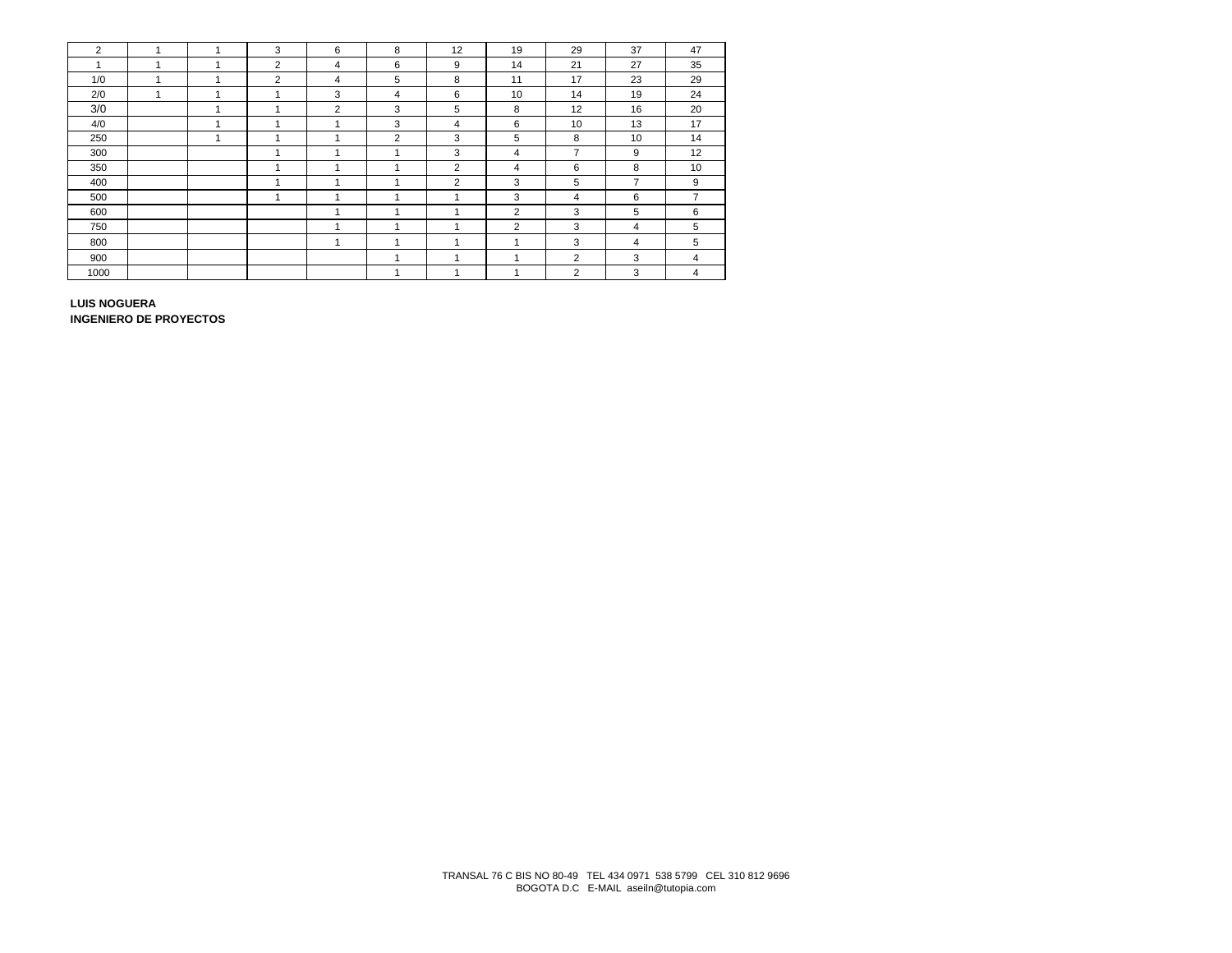| | | | | | | | | | | |
|---|---|---|---|---|---|---|---|---|---|---|
| 2 | 1 | 1 | 3 | 6 | 8 | 12 | 19 | 29 | 37 | 47 |
| 1 | 1 | 1 | 2 | 4 | 6 | 9 | 14 | 21 | 27 | 35 |
| 1/0 | 1 | 1 | 2 | 4 | 5 | 8 | 11 | 17 | 23 | 29 |
| 2/0 | 1 | 1 | 1 | 3 | 4 | 6 | 10 | 14 | 19 | 24 |
| 3/0 | | 1 | 1 | 2 | 3 | 5 | 8 | 12 | 16 | 20 |
| 4/0 | | 1 | 1 | 1 | 3 | 4 | 6 | 10 | 13 | 17 |
| 250 | | 1 | 1 | 1 | 2 | 3 | 5 | 8 | 10 | 14 |
| 300 | | | 1 | 1 | 1 | 3 | 4 | 7 | 9 | 12 |
| 350 | | | 1 | 1 | 1 | 2 | 4 | 6 | 8 | 10 |
| 400 | | | 1 | 1 | 1 | 2 | 3 | 5 | 7 | 9 |
| 500 | | | 1 | 1 | 1 | 1 | 3 | 4 | 6 | 7 |
| 600 | | | | 1 | 1 | 1 | 2 | 3 | 5 | 6 |
| 750 | | | | 1 | 1 | 1 | 2 | 3 | 4 | 5 |
| 800 | | | | 1 | 1 | 1 | 1 | 3 | 4 | 5 |
| 900 | | | | | 1 | 1 | 1 | 2 | 3 | 4 |
| 1000 | | | | | 1 | 1 | 1 | 2 | 3 | 4 |

**LUIS NOGUERA**
**INGENIERO DE PROYECTOS**